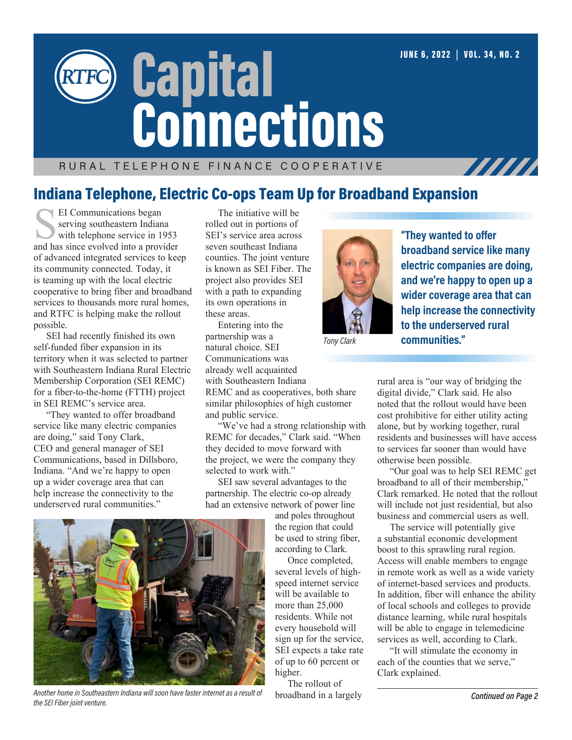# Capital Connections

RURAL TELEPHONE FINANCE COOPERATIVE

JUNE 6, 2022 | VOL. 34, NO. 2

## Indiana Telephone, Electric Co-ops Team Up for Broadband Expansion

SEI Communications began serving southeastern Indiana with telephone service in 1953 and has since evolved into a provider of advanced integrated services to keep its community connected. Today, it is teaming up with the local electric cooperative to bring fiber and broadband services to thousands more rural homes, and RTFC is helping make the rollout possible.

SEI had recently finished its own self-funded fiber expansion in its territory when it was selected to partner with Southeastern Indiana Rural Electric Membership Corporation (SEI REMC) for a fiber-to-the-home (FTTH) project in SEI REMC's service area.

"They wanted to offer broadband service like many electric companies are doing," said Tony Clark, CEO and general manager of SEI Communications, based in Dillsboro, Indiana. "And we're happy to open up a wider coverage area that can help increase the connectivity to the underserved rural communities."

The initiative will be rolled out in portions of SEI's service area across seven southeast Indiana counties. The joint venture is known as SEI Fiber. The project also provides SEI with a path to expanding its own operations in these areas.

Entering into the partnership was a natural choice. SEI Communications was already well acquainted with Southeastern Indiana REMC and as cooperatives, both share similar philosophies of high customer and public service.

"We've had a strong relationship with REMC for decades," Clark said. "When they decided to move forward with the project, we were the company they selected to work with."

SEI saw several advantages to the partnership. The electric co-op already had an extensive network of power line and poles throughout the region that could be used to string fiber, according to Clark.

*Another home in Southeastern Indiana will soon have faster internet as a result of the SEI Fiber joint venture.*

Once completed, several levels of high-speed internet service will be available to more than 25,000 residents. While not every household will sign up for the service, SEI expects a take rate of up to 60 percent or higher.

The rollout of broadband in a largely rural area is "our way of bridging the digital divide," Clark said. He also noted that the rollout would have been cost prohibitive for either utility acting alone, but by working together, rural residents and businesses will have access to services far sooner than would have otherwise been possible.

*Tony Clark*

**"They wanted to offer broadband service like many electric companies are doing, and we're happy to open up a wider coverage area that can help increase the connectivity to the underserved rural communities."**

"Our goal was to help SEI REMC get broadband to all of their membership," Clark remarked. He noted that the rollout will include not just residential, but also business and commercial users as well.

The service will potentially give a substantial economic development boost to this sprawling rural region. Access will enable members to engage in remote work as well as a wide variety of internet-based services and products. In addition, fiber will enhance the ability of local schools and colleges to provide distance learning, while rural hospitals will be able to engage in telemedicine services as well, according to Clark.

"It will stimulate the economy in each of the counties that we serve," Clark explained.

***Continued on Page 2***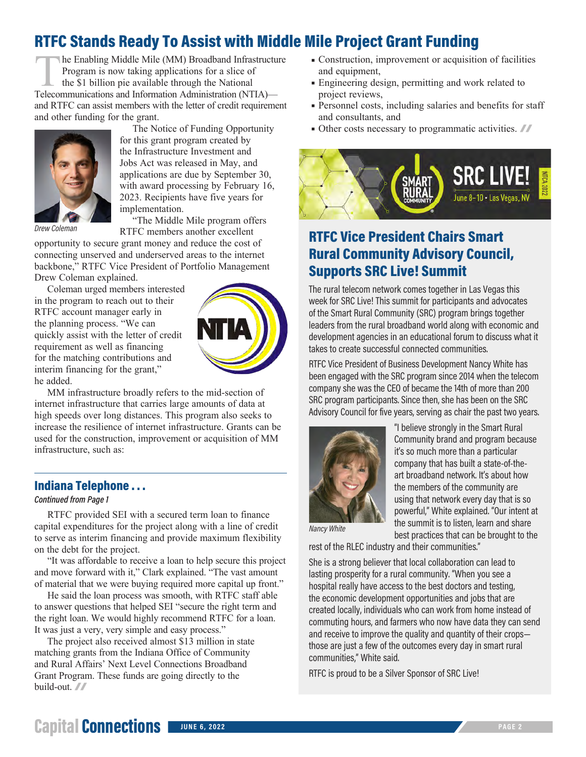# RTFC Stands Ready To Assist with Middle Mile Project Grant Funding

The Enabling Middle Mile (MM) Broadband Infrastructure Program is now taking applications for a slice of the $1 billion pie available through the National Telecommunications and Information Administration (NTIA)—and RTFC can assist members with the letter of credit requirement and other funding for the grant.

The Notice of Funding Opportunity for this grant program created by the Infrastructure Investment and Jobs Act was released in May, and applications are due by September 30, with award processing by February 16, 2023. Recipients have five years for implementation.

*Drew Coleman*

"The Middle Mile program offers RTFC members another excellent opportunity to secure grant money and reduce the cost of connecting unserved and underserved areas to the internet backbone," RTFC Vice President of Portfolio Management Drew Coleman explained.

Coleman urged members interested in the program to reach out to their RTFC account manager early in the planning process. "We can quickly assist with the letter of credit requirement as well as financing for the matching contributions and interim financing for the grant," he added.

MM infrastructure broadly refers to the mid-section of internet infrastructure that carries large amounts of data at high speeds over long distances. This program also seeks to increase the resilience of internet infrastructure. Grants can be used for the construction, improvement or acquisition of MM infrastructure, such as:

- Construction, improvement or acquisition of facilities and equipment,
- Engineering design, permitting and work related to project reviews,
- Personnel costs, including salaries and benefits for staff and consultants, and
- Other costs necessary to programmatic activities.

## Indiana Telephone . . .

*Continued from Page 1*

RTFC provided SEI with a secured term loan to finance capital expenditures for the project along with a line of credit to serve as interim financing and provide maximum flexibility on the debt for the project.

"It was affordable to receive a loan to help secure this project and move forward with it," Clark explained. "The vast amount of material that we were buying required more capital up front."

He said the loan process was smooth, with RTFC staff able to answer questions that helped SEI "secure the right term and the right loan. We would highly recommend RTFC for a loan. It was just a very, very simple and easy process."

The project also received almost $13 million in state matching grants from the Indiana Office of Community and Rural Affairs' Next Level Connections Broadband Grant Program. These funds are going directly to the build-out.

SMART RURAL COMMUNITY — SRC LIVE! June 8–10 • Las Vegas, NV — NTCA 2022

## RTFC Vice President Chairs Smart Rural Community Advisory Council, Supports SRC Live! Summit

The rural telecom network comes together in Las Vegas this week for SRC Live! This summit for participants and advocates of the Smart Rural Community (SRC) program brings together leaders from the rural broadband world along with economic and development agencies in an educational forum to discuss what it takes to create successful connected communities.

RTFC Vice President of Business Development Nancy White has been engaged with the SRC program since 2014 when the telecom company she was the CEO of became the 14th of more than 200 SRC program participants. Since then, she has been on the SRC Advisory Council for five years, serving as chair the past two years.

*Nancy White*

"I believe strongly in the Smart Rural Community brand and program because it's so much more than a particular company that has built a state-of-the-art broadband network. It's about how the members of the community are using that network every day that is so powerful," White explained. "Our intent at the summit is to listen, learn and share best practices that can be brought to the rest of the RLEC industry and their communities."

She is a strong believer that local collaboration can lead to lasting prosperity for a rural community. "When you see a hospital really have access to the best doctors and testing, the economic development opportunities and jobs that are created locally, individuals who can work from home instead of commuting hours, and farmers who now have data they can send and receive to improve the quality and quantity of their crops—those are just a few of the outcomes every day in smart rural communities," White said.

RTFC is proud to be a Silver Sponsor of SRC Live!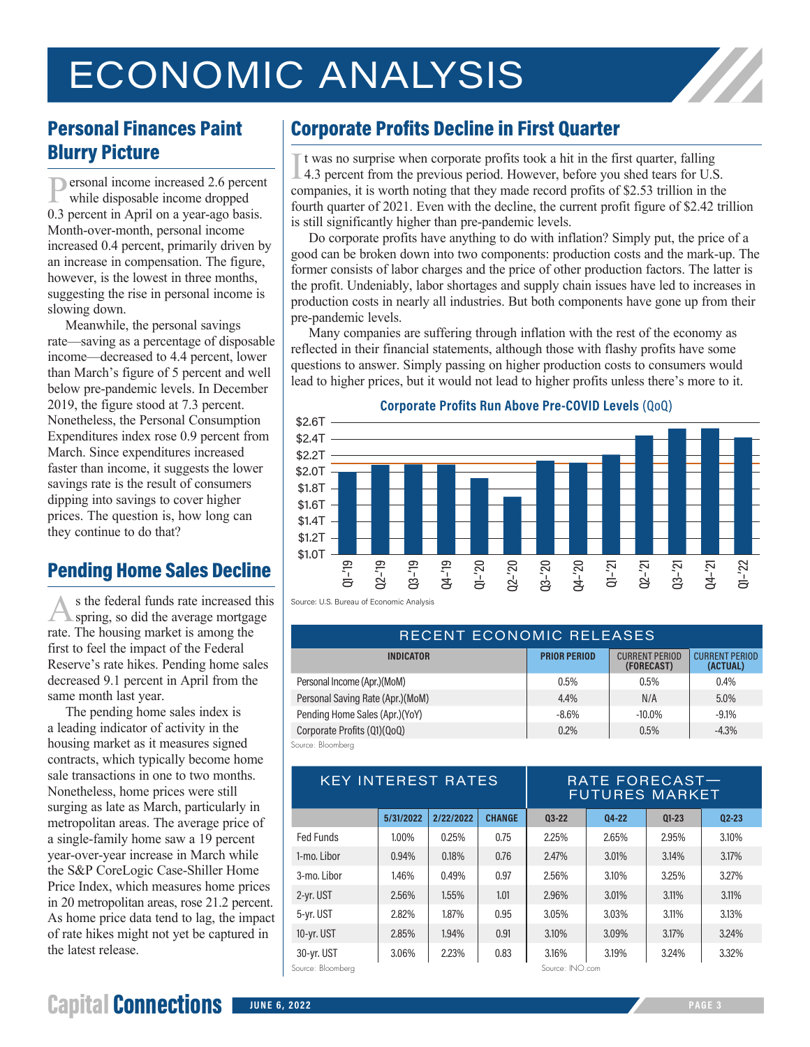# ECONOMIC ANALYSIS

## Personal Finances Paint Blurry Picture

Personal income increased 2.6 percent while disposable income dropped 0.3 percent in April on a year-ago basis. Month-over-month, personal income increased 0.4 percent, primarily driven by an increase in compensation. The figure, however, is the lowest in three months, suggesting the rise in personal income is slowing down.

Meanwhile, the personal savings rate—saving as a percentage of disposable income—decreased to 4.4 percent, lower than March's figure of 5 percent and well below pre-pandemic levels. In December 2019, the figure stood at 7.3 percent. Nonetheless, the Personal Consumption Expenditures index rose 0.9 percent from March. Since expenditures increased faster than income, it suggests the lower savings rate is the result of consumers dipping into savings to cover higher prices. The question is, how long can they continue to do that?

## Pending Home Sales Decline

As the federal funds rate increased this spring, so did the average mortgage rate. The housing market is among the first to feel the impact of the Federal Reserve's rate hikes. Pending home sales decreased 9.1 percent in April from the same month last year.

The pending home sales index is a leading indicator of activity in the housing market as it measures signed contracts, which typically become home sale transactions in one to two months. Nonetheless, home prices were still surging as late as March, particularly in metropolitan areas. The average price of a single-family home saw a 19 percent year-over-year increase in March while the S&P CoreLogic Case-Shiller Home Price Index, which measures home prices in 20 metropolitan areas, rose 21.2 percent. As home price data tend to lag, the impact of rate hikes might not yet be captured in the latest release.

## Corporate Profits Decline in First Quarter

It was no surprise when corporate profits took a hit in the first quarter, falling 4.3 percent from the previous period. However, before you shed tears for U.S. companies, it is worth noting that they made record profits of $2.53 trillion in the fourth quarter of 2021. Even with the decline, the current profit figure of $2.42 trillion is still significantly higher than pre-pandemic levels.

Do corporate profits have anything to do with inflation? Simply put, the price of a good can be broken down into two components: production costs and the mark-up. The former consists of labor charges and the price of other production factors. The latter is the profit. Undeniably, labor shortages and supply chain issues have led to increases in production costs in nearly all industries. But both components have gone up from their pre-pandemic levels.

Many companies are suffering through inflation with the rest of the economy as reflected in their financial statements, although those with flashy profits have some questions to answer. Simply passing on higher production costs to consumers would lead to higher prices, but it would not lead to higher profits unless there's more to it.

**Corporate Profits Run Above Pre-COVID Levels (QoQ)**

Source: U.S. Bureau of Economic Analysis

| RECENT ECONOMIC RELEASES | | | |
|---|---|---|---|
| INDICATOR | PRIOR PERIOD | CURRENT PERIOD (FORECAST) | CURRENT PERIOD (ACTUAL) |
| Personal Income (Apr.)(MoM) | 0.5% | 0.5% | 0.4% |
| Personal Saving Rate (Apr.)(MoM) | 4.4% | N/A | 5.0% |
| Pending Home Sales (Apr.)(YoY) | -8.6% | -10.0% | -9.1% |
| Corporate Profits (Q1)(QoQ) | 0.2% | 0.5% | -4.3% |

Source: Bloomberg

| KEY INTEREST RATES | | | | RATE FORECAST—FUTURES MARKET | | | |
|---|---|---|---|---|---|---|---|
| | 5/31/2022 | 2/22/2022 | CHANGE | Q3-22 | Q4-22 | Q1-23 | Q2-23 |
| Fed Funds | 1.00% | 0.25% | 0.75 | 2.25% | 2.65% | 2.95% | 3.10% |
| 1-mo. Libor | 0.94% | 0.18% | 0.76 | 2.47% | 3.01% | 3.14% | 3.17% |
| 3-mo. Libor | 1.46% | 0.49% | 0.97 | 2.56% | 3.10% | 3.25% | 3.27% |
| 2-yr. UST | 2.56% | 1.55% | 1.01 | 2.96% | 3.01% | 3.11% | 3.11% |
| 5-yr. UST | 2.82% | 1.87% | 0.95 | 3.05% | 3.03% | 3.11% | 3.13% |
| 10-yr. UST | 2.85% | 1.94% | 0.91 | 3.10% | 3.09% | 3.17% | 3.24% |
| 30-yr. UST | 3.06% | 2.23% | 0.83 | 3.16% | 3.19% | 3.24% | 3.32% |

Source: Bloomberg; Source: INO.com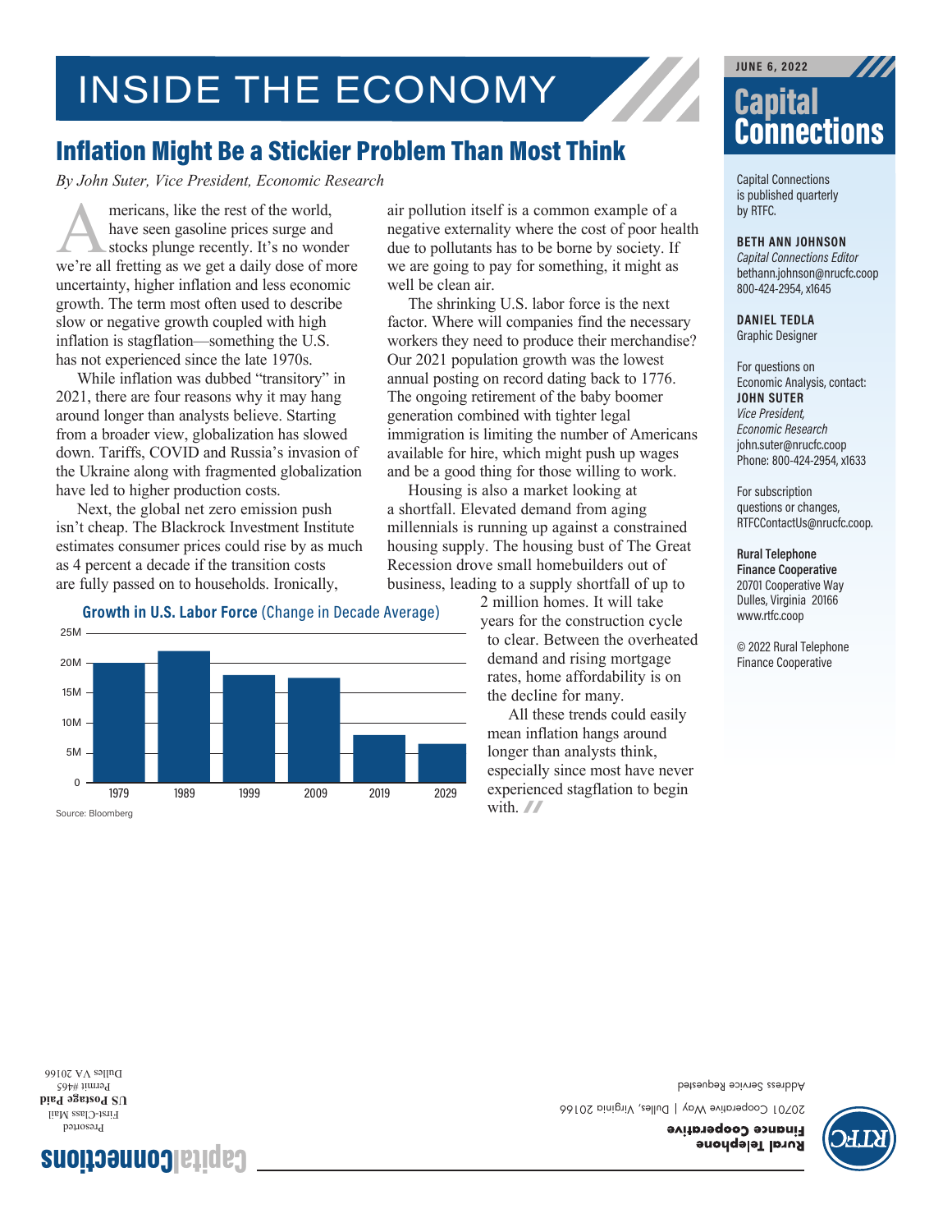# INSIDE THE ECONOMY

## Inflation Might Be a Stickier Problem Than Most Think

*By John Suter, Vice President, Economic Research*

Americans, like the rest of the world, have seen gasoline prices surge and stocks plunge recently. It's no wonder we're all fretting as we get a daily dose of more uncertainty, higher inflation and less economic growth. The term most often used to describe slow or negative growth coupled with high inflation is stagflation—something the U.S. has not experienced since the late 1970s.

While inflation was dubbed "transitory" in 2021, there are four reasons why it may hang around longer than analysts believe. Starting from a broader view, globalization has slowed down. Tariffs, COVID and Russia's invasion of the Ukraine along with fragmented globalization have led to higher production costs.

Next, the global net zero emission push isn't cheap. The Blackrock Investment Institute estimates consumer prices could rise by as much as 4 percent a decade if the transition costs are fully passed on to households. Ironically, air pollution itself is a common example of a negative externality where the cost of poor health due to pollutants has to be borne by society. If we are going to pay for something, it might as well be clean air.

The shrinking U.S. labor force is the next factor. Where will companies find the necessary workers they need to produce their merchandise? Our 2021 population growth was the lowest annual posting on record dating back to 1776. The ongoing retirement of the baby boomer generation combined with tighter legal immigration is limiting the number of Americans available for hire, which might push up wages and be a good thing for those willing to work.

Housing is also a market looking at a shortfall. Elevated demand from aging millennials is running up against a constrained housing supply. The housing bust of The Great Recession drove small homebuilders out of business, leading to a supply shortfall of up to 2 million homes. It will take years for the construction cycle to clear. Between the overheated demand and rising mortgage rates, home affordability is on the decline for many.

All these trends could easily mean inflation hangs around longer than analysts think, especially since most have never experienced stagflation to begin with.

**Growth in U.S. Labor Force** (Change in Decade Average)

25M
20M
15M
10M
5M
0

1979 1989 1999 2009 2019 2029

Source: Bloomberg

---

JUNE 6, 2022

**Capital Connections**

Capital Connections is published quarterly by RTFC.

**BETH ANN JOHNSON**
*Capital Connections Editor*
bethann.johnson@nrucfc.coop
800-424-2954, x1645

**DANIEL TEDLA**
Graphic Designer

For questions on Economic Analysis, contact:
**JOHN SUTER**
*Vice President, Economic Research*
john.suter@nrucfc.coop
Phone: 800-424-2954, x1633

For subscription questions or changes, RTFCContactUs@nrucfc.coop.

**Rural Telephone Finance Cooperative**
20701 Cooperative Way
Dulles, Virginia 20166
www.rtfc.coop

© 2022 Rural Telephone Finance Cooperative

---

**Rural Telephone Finance Cooperative**
20701 Cooperative Way | Dulles, Virginia 20166
Address Service Requested

Presorted
First-Class Mail
**US Postage Paid**
Permit #465
Dulles VA 20166

**Capital Connections**